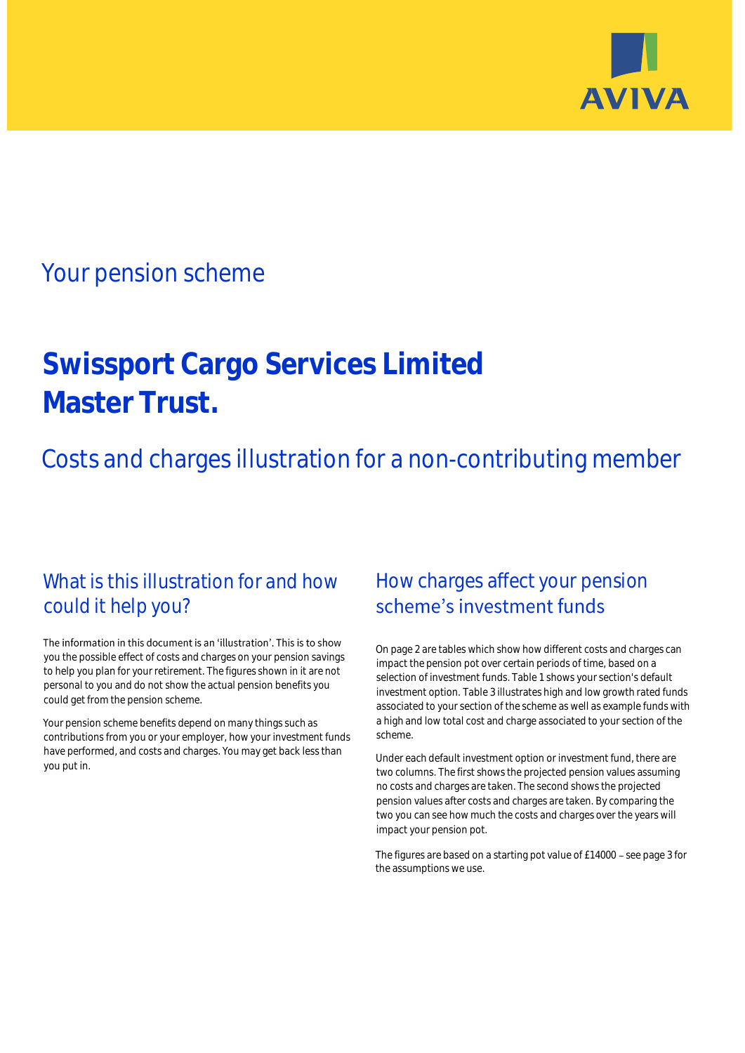AVIVA

## Your pension scheme

# Swissport Cargo Services Limited Master Trust.

## Costs and charges illustration for a non-contributing member

### What is this illustration for and how could it help you?

The information in this document is an 'illustration'. This is to show you the possible effect of costs and charges on your pension savings to help you plan for your retirement. The figures shown in it are not personal to you and do not show the actual pension benefits you could get from the pension scheme.

Your pension scheme benefits depend on many things such as contributions from you or your employer, how your investment funds have performed, and costs and charges. You may get back less than you put in.

### How charges affect your pension scheme's investment funds

On page 2 are tables which show how different costs and charges can impact the pension pot over certain periods of time, based on a selection of investment funds. Table 1 shows your section's default investment option. Table 3 illustrates high and low growth rated funds associated to your section of the scheme as well as example funds with a high and low total cost and charge associated to your section of the scheme.

Under each default investment option or investment fund, there are two columns. The first shows the projected pension values assuming no costs and charges are taken. The second shows the projected pension values after costs and charges are taken. By comparing the two you can see how much the costs and charges over the years will impact your pension pot.

The figures are based on a starting pot value of £14000 – see page 3 for the assumptions we use.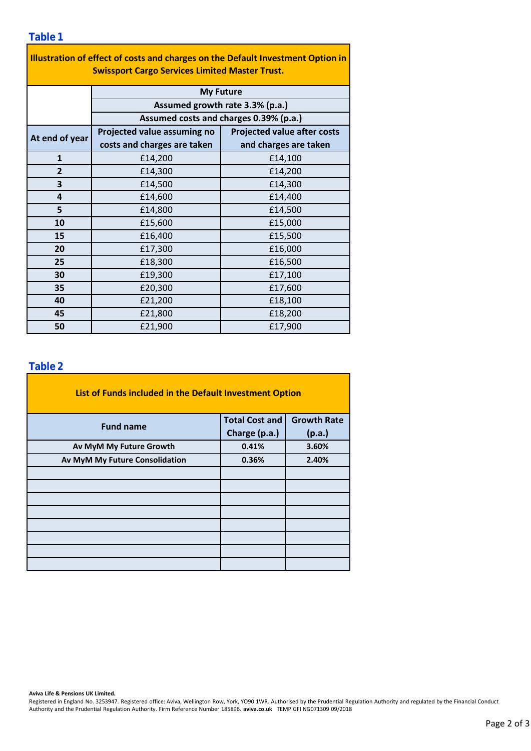## Table 1

| Illustration of effect of costs and charges on the Default Investment Option in Swissport Cargo Services Limited Master Trust. | | |
|---|---|---|
| | My Future | |
| | Assumed growth rate 3.3% (p.a.) | |
| | Assumed costs and charges 0.39% (p.a.) | |
| At end of year | Projected value assuming no costs and charges are taken | Projected value after costs and charges are taken |
| 1 | £14,200 | £14,100 |
| 2 | £14,300 | £14,200 |
| 3 | £14,500 | £14,300 |
| 4 | £14,600 | £14,400 |
| 5 | £14,800 | £14,500 |
| 10 | £15,600 | £15,000 |
| 15 | £16,400 | £15,500 |
| 20 | £17,300 | £16,000 |
| 25 | £18,300 | £16,500 |
| 30 | £19,300 | £17,100 |
| 35 | £20,300 | £17,600 |
| 40 | £21,200 | £18,100 |
| 45 | £21,800 | £18,200 |
| 50 | £21,900 | £17,900 |

## Table 2

| List of Funds included in the Default Investment Option | | |
|---|---|---|
| Fund name | Total Cost and Charge (p.a.) | Growth Rate (p.a.) |
| Av MyM My Future Growth | 0.41% | 3.60% |
| Av MyM My Future Consolidation | 0.36% | 2.40% |
| | | |
| | | |
| | | |
| | | |
| | | |
| | | |
| | | |
| | | |

**Aviva Life & Pensions UK Limited.**
Registered in England No. 3253947. Registered office: Aviva, Wellington Row, York, YO90 1WR. Authorised by the Prudential Regulation Authority and regulated by the Financial Conduct Authority and the Prudential Regulation Authority. Firm Reference Number 185896. **aviva.co.uk** TEMP GFI NG071309 09/2018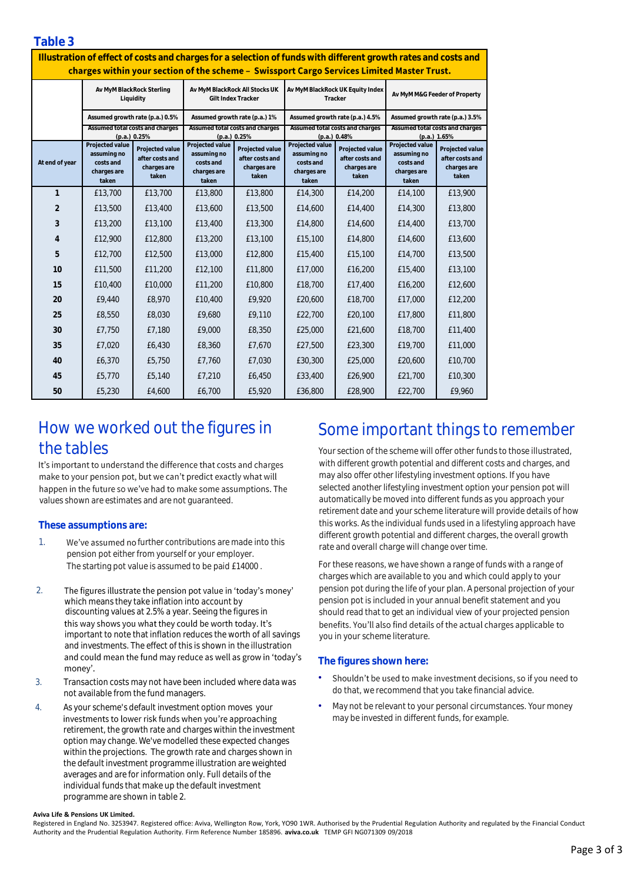## Table 3

| Illustration of effect of costs and charges for a selection of funds with different growth rates and costs and charges within your section of the scheme – Swissport Cargo Services Limited Master Trust. | | | | | | | | |
|---|---|---|---|---|---|---|---|---|
| | Av MyM BlackRock Sterling Liquidity | | Av MyM BlackRock All Stocks UK Gilt Index Tracker | | Av MyM BlackRock UK Equity Index Tracker | | Av MyM M&G Feeder of Property | |
| | Assumed growth rate (p.a.) 0.5% | | Assumed growth rate (p.a.) 1% | | Assumed growth rate (p.a.) 4.5% | | Assumed growth rate (p.a.) 3.5% | |
| | Assumed total costs and charges (p.a.) 0.25% | | Assumed total costs and charges (p.a.) 0.25% | | Assumed total costs and charges (p.a.) 0.48% | | Assumed total costs and charges (p.a.) 1.65% | |
| At end of year | Projected value assuming no costs and charges are taken | Projected value after costs and charges are taken | Projected value assuming no costs and charges are taken | Projected value after costs and charges are taken | Projected value assuming no costs and charges are taken | Projected value after costs and charges are taken | Projected value assuming no costs and charges are taken | Projected value after costs and charges are taken |
| 1 | £13,700 | £13,700 | £13,800 | £13,800 | £14,300 | £14,200 | £14,100 | £13,900 |
| 2 | £13,500 | £13,400 | £13,600 | £13,500 | £14,600 | £14,400 | £14,300 | £13,800 |
| 3 | £13,200 | £13,100 | £13,400 | £13,300 | £14,800 | £14,600 | £14,400 | £13,700 |
| 4 | £12,900 | £12,800 | £13,200 | £13,100 | £15,100 | £14,800 | £14,600 | £13,600 |
| 5 | £12,700 | £12,500 | £13,000 | £12,800 | £15,400 | £15,100 | £14,700 | £13,500 |
| 10 | £11,500 | £11,200 | £12,100 | £11,800 | £17,000 | £16,200 | £15,400 | £13,100 |
| 15 | £10,400 | £10,000 | £11,200 | £10,800 | £18,700 | £17,400 | £16,200 | £12,600 |
| 20 | £9,440 | £8,970 | £10,400 | £9,920 | £20,600 | £18,700 | £17,000 | £12,200 |
| 25 | £8,550 | £8,030 | £9,680 | £9,110 | £22,700 | £20,100 | £17,800 | £11,800 |
| 30 | £7,750 | £7,180 | £9,000 | £8,350 | £25,000 | £21,600 | £18,700 | £11,400 |
| 35 | £7,020 | £6,430 | £8,360 | £7,670 | £27,500 | £23,300 | £19,700 | £11,000 |
| 40 | £6,370 | £5,750 | £7,760 | £7,030 | £30,300 | £25,000 | £20,600 | £10,700 |
| 45 | £5,770 | £5,140 | £7,210 | £6,450 | £33,400 | £26,900 | £21,700 | £10,300 |
| 50 | £5,230 | £4,600 | £6,700 | £5,920 | £36,800 | £28,900 | £22,700 | £9,960 |

# How we worked out the figures in the tables

It's important to understand the difference that costs and charges make to your pension pot, but we can't predict exactly what will happen in the future so we've had to make some assumptions. The values shown are estimates and are not guaranteed.

### These assumptions are:

1. We've assumed no further contributions are made into this pension pot either from yourself or your employer. The starting pot value is assumed to be paid £14000 .
2. The figures illustrate the pension pot value in 'today's money' which means they take inflation into account by discounting values at 2.5% a year. Seeing the figures in this way shows you what they could be worth today. It's important to note that inflation reduces the worth of all savings and investments. The effect of this is shown in the illustration and could mean the fund may reduce as well as grow in 'today's money'.
3. Transaction costs may not have been included where data was not available from the fund managers.
4. As your scheme's default investment option moves your investments to lower risk funds when you're approaching retirement, the growth rate and charges within the investment option may change. We've modelled these expected changes within the projections. The growth rate and charges shown in the default investment programme illustration are weighted averages and are for information only. Full details of the individual funds that make up the default investment programme are shown in table 2.

# Some important things to remember

Your section of the scheme will offer other funds to those illustrated, with different growth potential and different costs and charges, and may also offer other lifestyling investment options. If you have selected another lifestyling investment option your pension pot will automatically be moved into different funds as you approach your retirement date and your scheme literature will provide details of how this works. As the individual funds used in a lifestyling approach have different growth potential and different charges, the overall growth rate and overall charge will change over time.

For these reasons, we have shown a range of funds with a range of charges which are available to you and which could apply to your pension pot during the life of your plan. A personal projection of your pension pot is included in your annual benefit statement and you should read that to get an individual view of your projected pension benefits. You'll also find details of the actual charges applicable to you in your scheme literature.

### The figures shown here:

- Shouldn't be used to make investment decisions, so if you need to do that, we recommend that you take financial advice.
- May not be relevant to your personal circumstances. Your money may be invested in different funds, for example.

**Aviva Life & Pensions UK Limited.**
Registered in England No. 3253947. Registered office: Aviva, Wellington Row, York, YO90 1WR. Authorised by the Prudential Regulation Authority and regulated by the Financial Conduct Authority and the Prudential Regulation Authority. Firm Reference Number 185896. **aviva.co.uk** TEMP GFI NG071309 09/2018